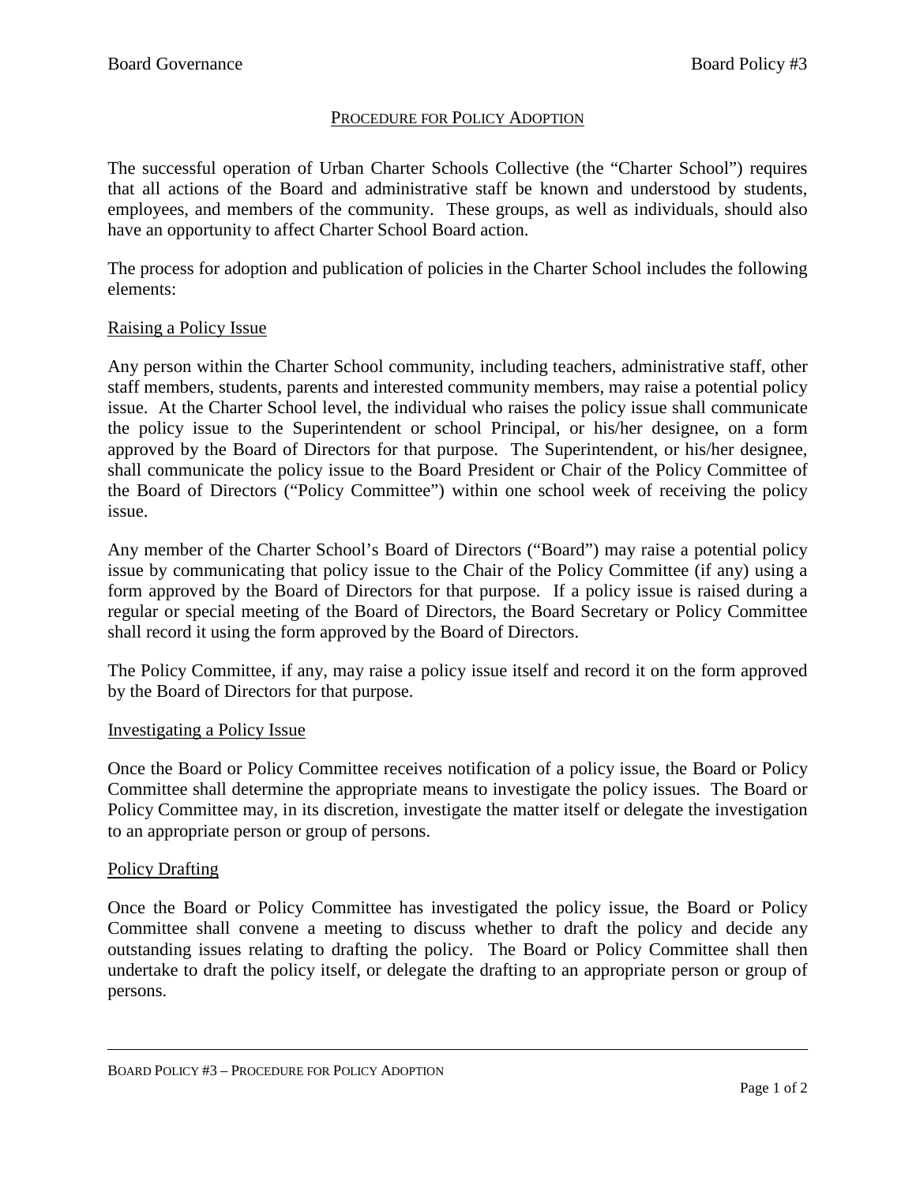# PROCEDURE FOR POLICY ADOPTION

The successful operation of Urban Charter Schools Collective (the "Charter School") requires that all actions of the Board and administrative staff be known and understood by students, employees, and members of the community. These groups, as well as individuals, should also have an opportunity to affect Charter School Board action.

The process for adoption and publication of policies in the Charter School includes the following elements:

## Raising a Policy Issue

Any person within the Charter School community, including teachers, administrative staff, other staff members, students, parents and interested community members, may raise a potential policy issue. At the Charter School level, the individual who raises the policy issue shall communicate the policy issue to the Superintendent or school Principal, or his/her designee, on a form approved by the Board of Directors for that purpose. The Superintendent, or his/her designee, shall communicate the policy issue to the Board President or Chair of the Policy Committee of the Board of Directors ("Policy Committee") within one school week of receiving the policy issue.

Any member of the Charter School's Board of Directors ("Board") may raise a potential policy issue by communicating that policy issue to the Chair of the Policy Committee (if any) using a form approved by the Board of Directors for that purpose. If a policy issue is raised during a regular or special meeting of the Board of Directors, the Board Secretary or Policy Committee shall record it using the form approved by the Board of Directors.

The Policy Committee, if any, may raise a policy issue itself and record it on the form approved by the Board of Directors for that purpose.

## Investigating a Policy Issue

Once the Board or Policy Committee receives notification of a policy issue, the Board or Policy Committee shall determine the appropriate means to investigate the policy issues. The Board or Policy Committee may, in its discretion, investigate the matter itself or delegate the investigation to an appropriate person or group of persons.

## Policy Drafting

Once the Board or Policy Committee has investigated the policy issue, the Board or Policy Committee shall convene a meeting to discuss whether to draft the policy and decide any outstanding issues relating to drafting the policy. The Board or Policy Committee shall then undertake to draft the policy itself, or delegate the drafting to an appropriate person or group of persons.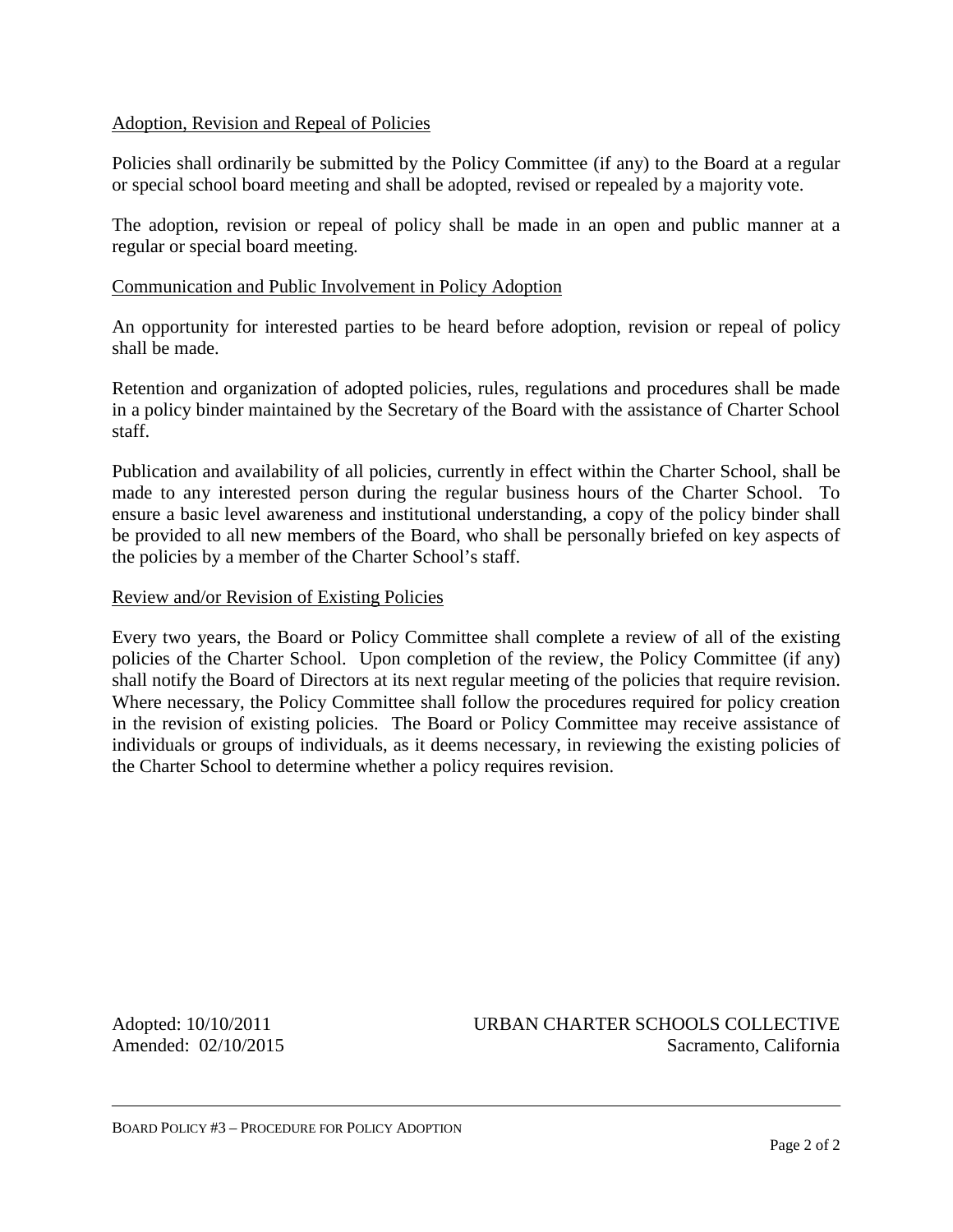Adoption, Revision and Repeal of Policies

Policies shall ordinarily be submitted by the Policy Committee (if any) to the Board at a regular or special school board meeting and shall be adopted, revised or repealed by a majority vote.

The adoption, revision or repeal of policy shall be made in an open and public manner at a regular or special board meeting.

Communication and Public Involvement in Policy Adoption

An opportunity for interested parties to be heard before adoption, revision or repeal of policy shall be made.

Retention and organization of adopted policies, rules, regulations and procedures shall be made in a policy binder maintained by the Secretary of the Board with the assistance of Charter School staff.

Publication and availability of all policies, currently in effect within the Charter School, shall be made to any interested person during the regular business hours of the Charter School. To ensure a basic level awareness and institutional understanding, a copy of the policy binder shall be provided to all new members of the Board, who shall be personally briefed on key aspects of the policies by a member of the Charter School's staff.

Review and/or Revision of Existing Policies

Every two years, the Board or Policy Committee shall complete a review of all of the existing policies of the Charter School. Upon completion of the review, the Policy Committee (if any) shall notify the Board of Directors at its next regular meeting of the policies that require revision. Where necessary, the Policy Committee shall follow the procedures required for policy creation in the revision of existing policies. The Board or Policy Committee may receive assistance of individuals or groups of individuals, as it deems necessary, in reviewing the existing policies of the Charter School to determine whether a policy requires revision.

Adopted: 10/10/2011
Amended: 02/10/2015

URBAN CHARTER SCHOOLS COLLECTIVE
Sacramento, California